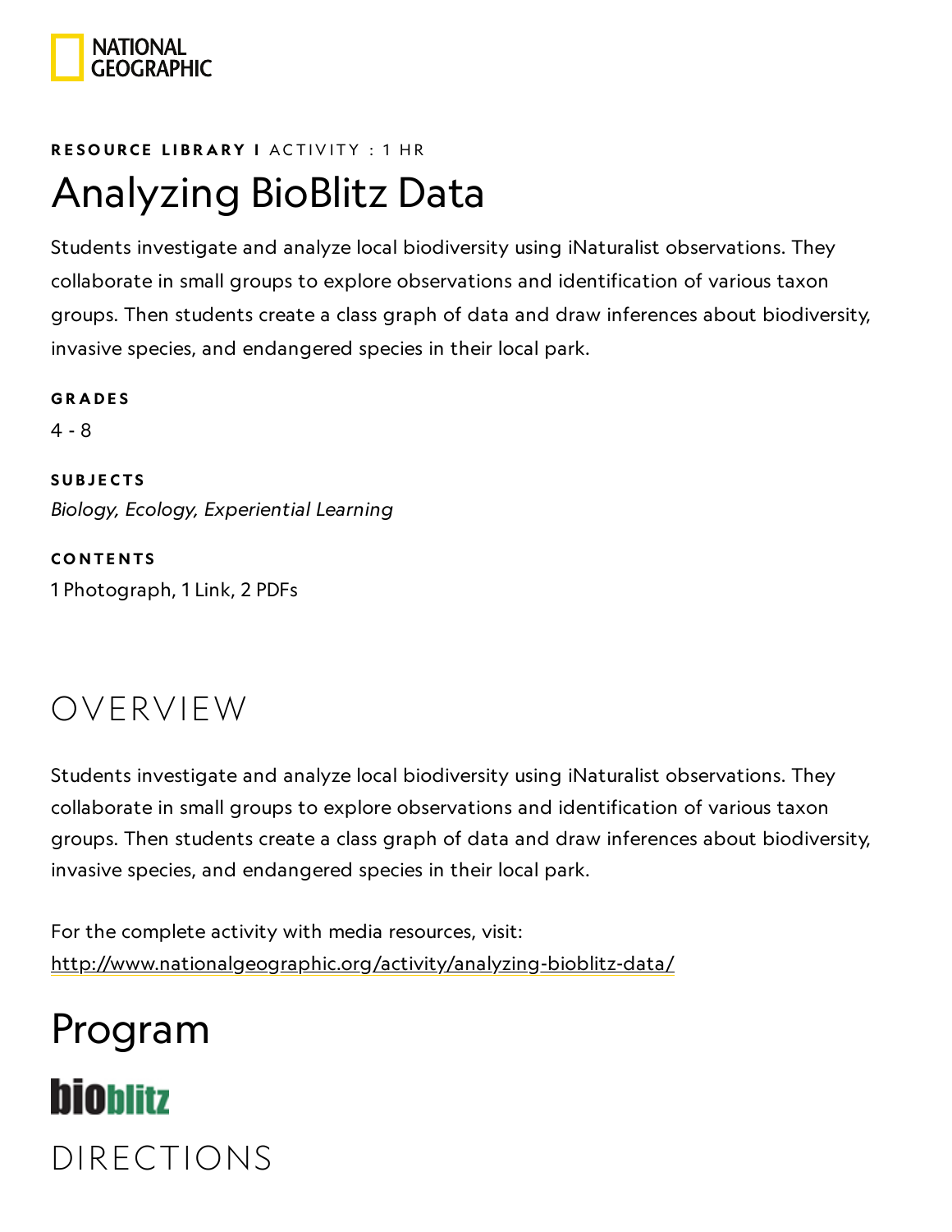**RESOURCE LIBRARY I** ACTIVITY : 1 HR

# Analyzing BioBlitz Data

Students investigate and analyze local biodiversity using iNaturalist observations. They collaborate in small groups to explore observations and identification of various taxon groups. Then students create a class graph of data and draw inferences about biodiversity, invasive species, and endangered species in their local park.

**GRADES**

4 - 8

**SUBJECTS**

*Biology, Ecology, Experiential Learning*

**CONTENTS**

1 Photograph, 1 Link, 2 PDFs

## OVERVIEW

Students investigate and analyze local biodiversity using iNaturalist observations. They collaborate in small groups to explore observations and identification of various taxon groups. Then students create a class graph of data and draw inferences about biodiversity, invasive species, and endangered species in their local park.

For the complete activity with media resources, visit:
http://www.nationalgeographic.org/activity/analyzing-bioblitz-data/

# Program

bioblitz

## DIRECTIONS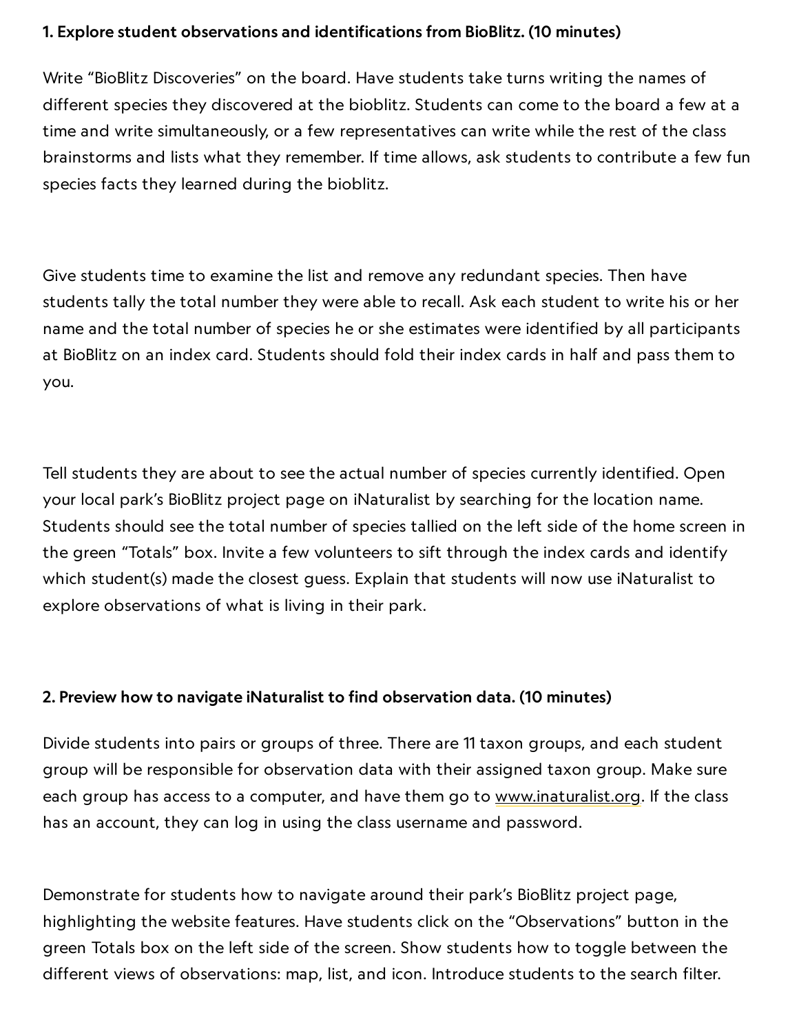**1. Explore student observations and identifications from BioBlitz. (10 minutes)**

Write "BioBlitz Discoveries" on the board. Have students take turns writing the names of different species they discovered at the bioblitz. Students can come to the board a few at a time and write simultaneously, or a few representatives can write while the rest of the class brainstorms and lists what they remember. If time allows, ask students to contribute a few fun species facts they learned during the bioblitz.

Give students time to examine the list and remove any redundant species. Then have students tally the total number they were able to recall. Ask each student to write his or her name and the total number of species he or she estimates were identified by all participants at BioBlitz on an index card. Students should fold their index cards in half and pass them to you.

Tell students they are about to see the actual number of species currently identified. Open your local park's BioBlitz project page on iNaturalist by searching for the location name. Students should see the total number of species tallied on the left side of the home screen in the green "Totals" box. Invite a few volunteers to sift through the index cards and identify which student(s) made the closest guess. Explain that students will now use iNaturalist to explore observations of what is living in their park.

**2. Preview how to navigate iNaturalist to find observation data. (10 minutes)**

Divide students into pairs or groups of three. There are 11 taxon groups, and each student group will be responsible for observation data with their assigned taxon group. Make sure each group has access to a computer, and have them go to www.inaturalist.org. If the class has an account, they can log in using the class username and password.

Demonstrate for students how to navigate around their park's BioBlitz project page, highlighting the website features. Have students click on the "Observations" button in the green Totals box on the left side of the screen. Show students how to toggle between the different views of observations: map, list, and icon. Introduce students to the search filter.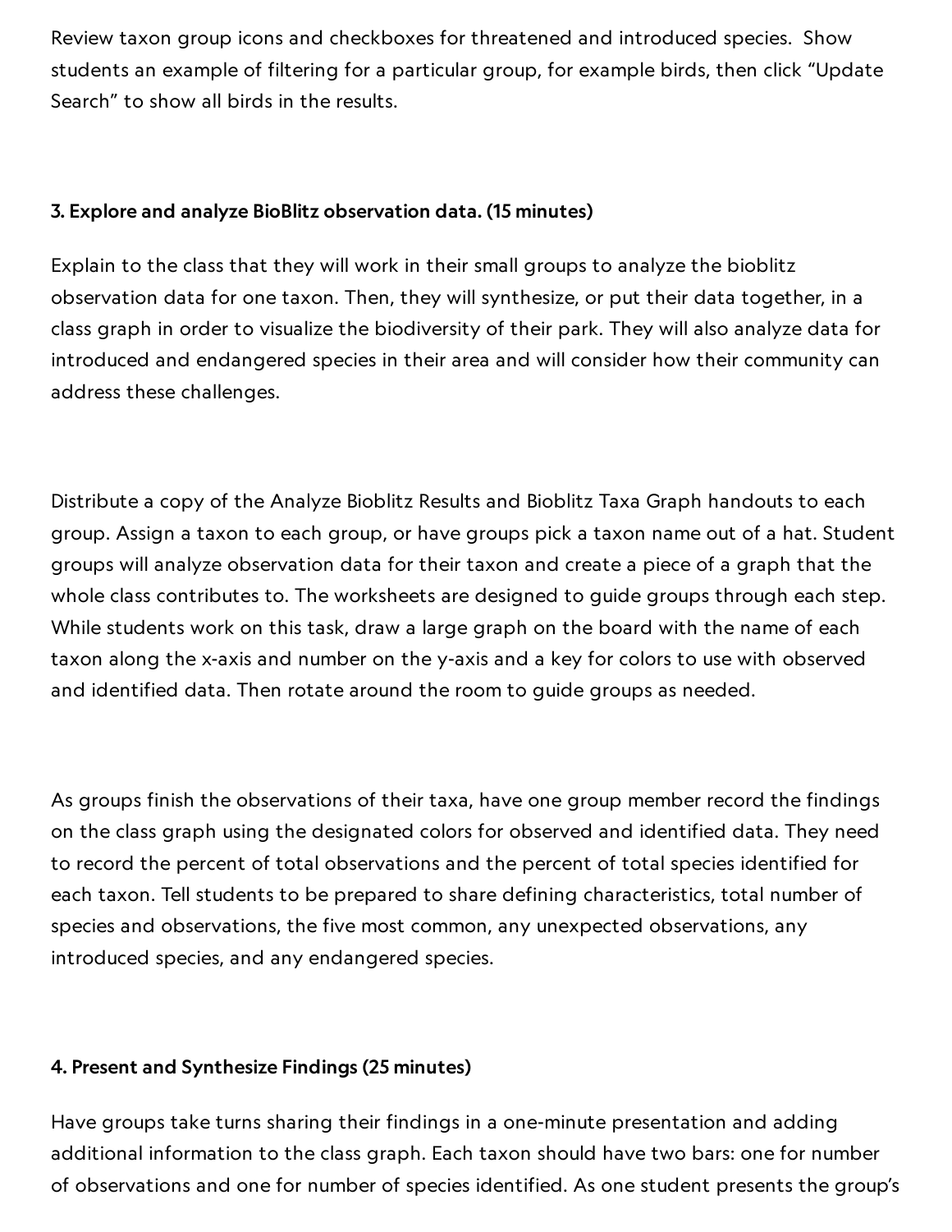Review taxon group icons and checkboxes for threatened and introduced species. Show students an example of filtering for a particular group, for example birds, then click "Update Search" to show all birds in the results.

**3. Explore and analyze BioBlitz observation data. (15 minutes)**

Explain to the class that they will work in their small groups to analyze the bioblitz observation data for one taxon. Then, they will synthesize, or put their data together, in a class graph in order to visualize the biodiversity of their park. They will also analyze data for introduced and endangered species in their area and will consider how their community can address these challenges.

Distribute a copy of the Analyze Bioblitz Results and Bioblitz Taxa Graph handouts to each group. Assign a taxon to each group, or have groups pick a taxon name out of a hat. Student groups will analyze observation data for their taxon and create a piece of a graph that the whole class contributes to. The worksheets are designed to guide groups through each step. While students work on this task, draw a large graph on the board with the name of each taxon along the x-axis and number on the y-axis and a key for colors to use with observed and identified data. Then rotate around the room to guide groups as needed.

As groups finish the observations of their taxa, have one group member record the findings on the class graph using the designated colors for observed and identified data. They need to record the percent of total observations and the percent of total species identified for each taxon. Tell students to be prepared to share defining characteristics, total number of species and observations, the five most common, any unexpected observations, any introduced species, and any endangered species.

**4. Present and Synthesize Findings (25 minutes)**

Have groups take turns sharing their findings in a one-minute presentation and adding additional information to the class graph. Each taxon should have two bars: one for number of observations and one for number of species identified. As one student presents the group's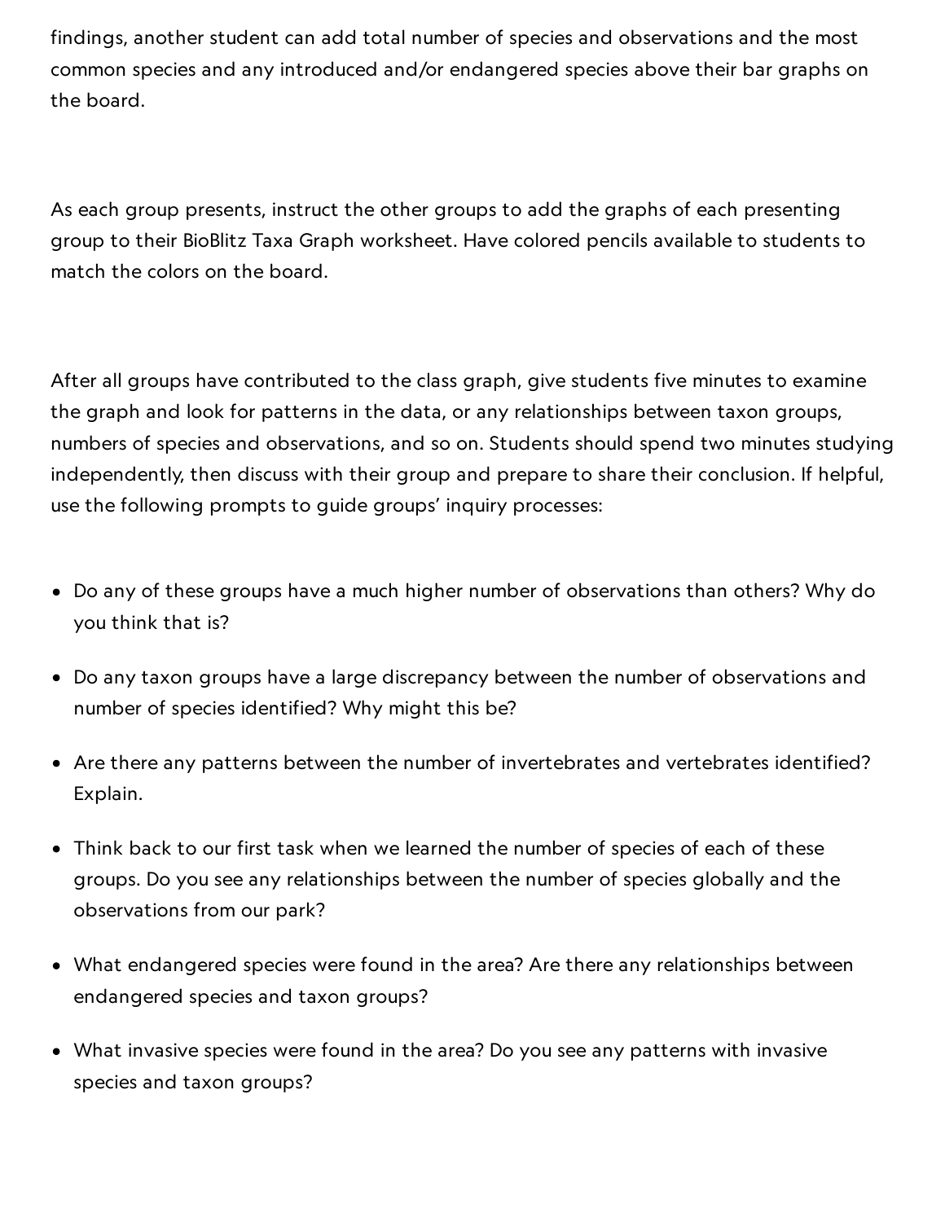findings, another student can add total number of species and observations and the most common species and any introduced and/or endangered species above their bar graphs on the board.

As each group presents, instruct the other groups to add the graphs of each presenting group to their BioBlitz Taxa Graph worksheet. Have colored pencils available to students to match the colors on the board.

After all groups have contributed to the class graph, give students five minutes to examine the graph and look for patterns in the data, or any relationships between taxon groups, numbers of species and observations, and so on. Students should spend two minutes studying independently, then discuss with their group and prepare to share their conclusion. If helpful, use the following prompts to guide groups' inquiry processes:

- Do any of these groups have a much higher number of observations than others? Why do you think that is?
- Do any taxon groups have a large discrepancy between the number of observations and number of species identified? Why might this be?
- Are there any patterns between the number of invertebrates and vertebrates identified? Explain.
- Think back to our first task when we learned the number of species of each of these groups. Do you see any relationships between the number of species globally and the observations from our park?
- What endangered species were found in the area? Are there any relationships between endangered species and taxon groups?
- What invasive species were found in the area? Do you see any patterns with invasive species and taxon groups?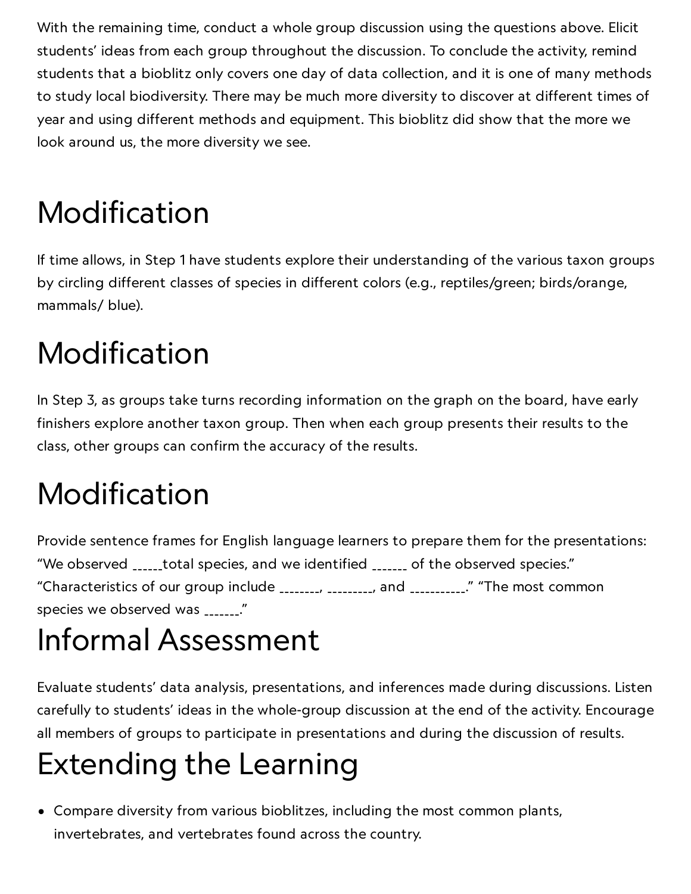With the remaining time, conduct a whole group discussion using the questions above. Elicit students' ideas from each group throughout the discussion. To conclude the activity, remind students that a bioblitz only covers one day of data collection, and it is one of many methods to study local biodiversity. There may be much more diversity to discover at different times of year and using different methods and equipment. This bioblitz did show that the more we look around us, the more diversity we see.

# Modification

If time allows, in Step 1 have students explore their understanding of the various taxon groups by circling different classes of species in different colors (e.g., reptiles/green; birds/orange, mammals/ blue).

# Modification

In Step 3, as groups take turns recording information on the graph on the board, have early finishers explore another taxon group. Then when each group presents their results to the class, other groups can confirm the accuracy of the results.

# Modification

Provide sentence frames for English language learners to prepare them for the presentations: "We observed ______total species, and we identified ______ of the observed species." "Characteristics of our group include ________, _________, and __________." "The most common species we observed was _______."

# Informal Assessment

Evaluate students' data analysis, presentations, and inferences made during discussions. Listen carefully to students' ideas in the whole-group discussion at the end of the activity. Encourage all members of groups to participate in presentations and during the discussion of results.

# Extending the Learning

- Compare diversity from various bioblitzes, including the most common plants, invertebrates, and vertebrates found across the country.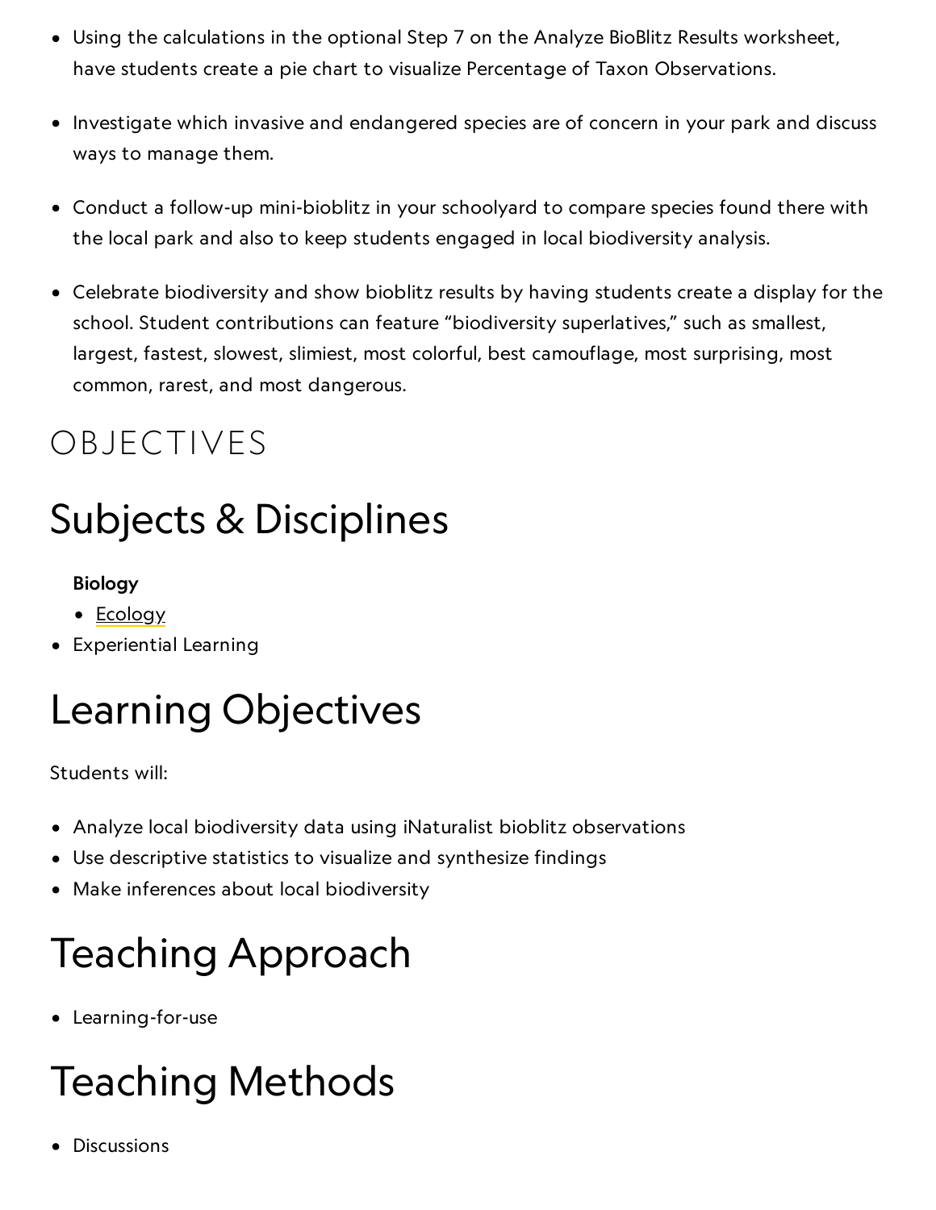- Using the calculations in the optional Step 7 on the Analyze BioBlitz Results worksheet, have students create a pie chart to visualize Percentage of Taxon Observations.
- Investigate which invasive and endangered species are of concern in your park and discuss ways to manage them.
- Conduct a follow-up mini-bioblitz in your schoolyard to compare species found there with the local park and also to keep students engaged in local biodiversity analysis.
- Celebrate biodiversity and show bioblitz results by having students create a display for the school. Student contributions can feature "biodiversity superlatives," such as smallest, largest, fastest, slowest, slimiest, most colorful, best camouflage, most surprising, most common, rarest, and most dangerous.

# OBJECTIVES

## Subjects & Disciplines

- **Biology**
  - Ecology
- Experiential Learning

## Learning Objectives

Students will:

- Analyze local biodiversity data using iNaturalist bioblitz observations
- Use descriptive statistics to visualize and synthesize findings
- Make inferences about local biodiversity

## Teaching Approach

- Learning-for-use

## Teaching Methods

- Discussions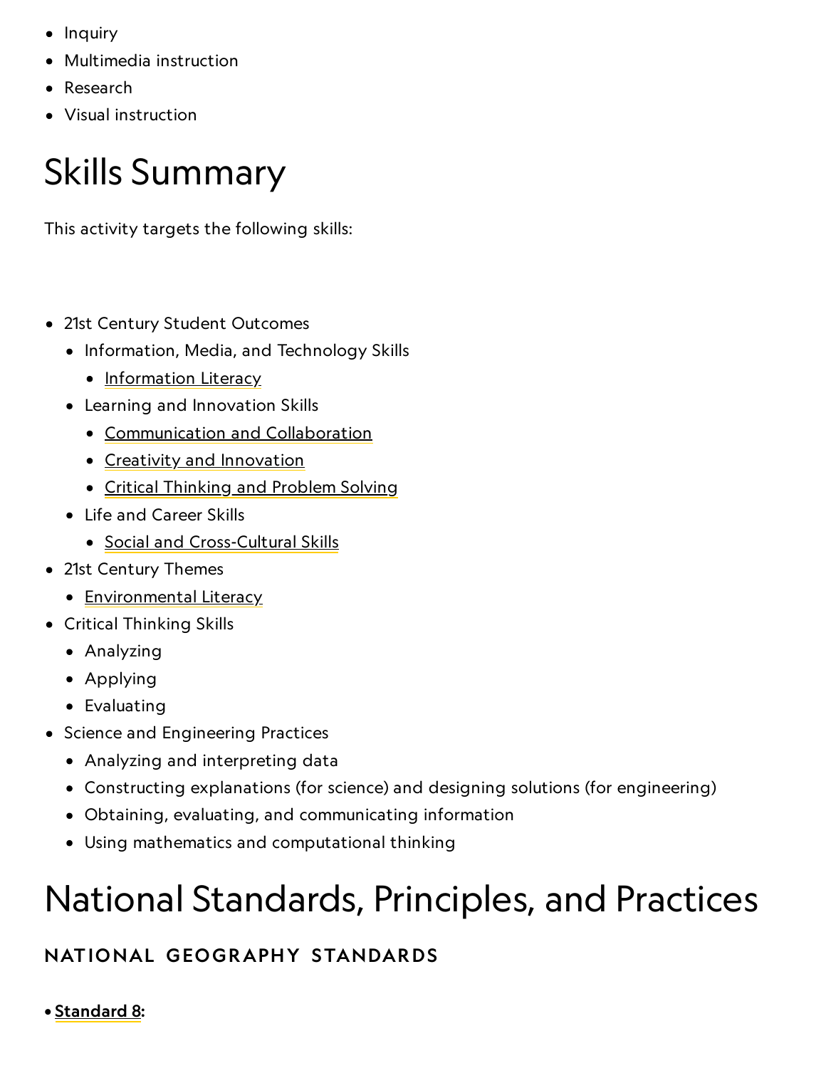- Inquiry
- Multimedia instruction
- Research
- Visual instruction

# Skills Summary

This activity targets the following skills:

- 21st Century Student Outcomes
  - Information, Media, and Technology Skills
    - Information Literacy
  - Learning and Innovation Skills
    - Communication and Collaboration
    - Creativity and Innovation
    - Critical Thinking and Problem Solving
  - Life and Career Skills
    - Social and Cross-Cultural Skills
- 21st Century Themes
  - Environmental Literacy
- Critical Thinking Skills
  - Analyzing
  - Applying
  - Evaluating
- Science and Engineering Practices
  - Analyzing and interpreting data
  - Constructing explanations (for science) and designing solutions (for engineering)
  - Obtaining, evaluating, and communicating information
  - Using mathematics and computational thinking

# National Standards, Principles, and Practices

### NATIONAL GEOGRAPHY STANDARDS

- **Standard 8:**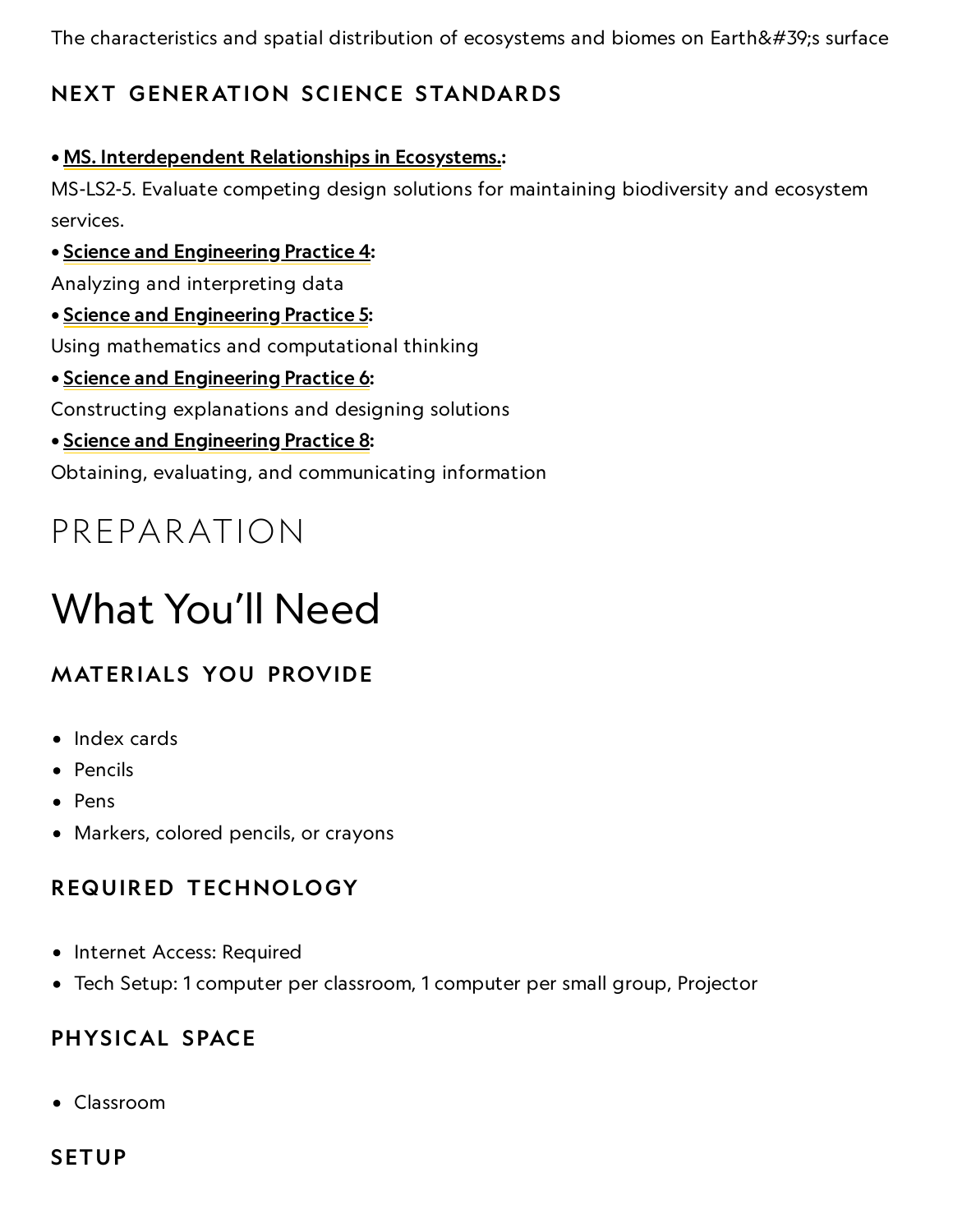The characteristics and spatial distribution of ecosystems and biomes on Earth&#39;s surface

### NEXT GENERATION SCIENCE STANDARDS

• **MS. Interdependent Relationships in Ecosystems.:**
MS-LS2-5. Evaluate competing design solutions for maintaining biodiversity and ecosystem services.
• **Science and Engineering Practice 4:**
Analyzing and interpreting data
• **Science and Engineering Practice 5:**
Using mathematics and computational thinking
• **Science and Engineering Practice 6:**
Constructing explanations and designing solutions
• **Science and Engineering Practice 8:**
Obtaining, evaluating, and communicating information

# PREPARATION

## What You'll Need

### MATERIALS YOU PROVIDE

- Index cards
- Pencils
- Pens
- Markers, colored pencils, or crayons

### REQUIRED TECHNOLOGY

- Internet Access: Required
- Tech Setup: 1 computer per classroom, 1 computer per small group, Projector

### PHYSICAL SPACE

- Classroom

### SETUP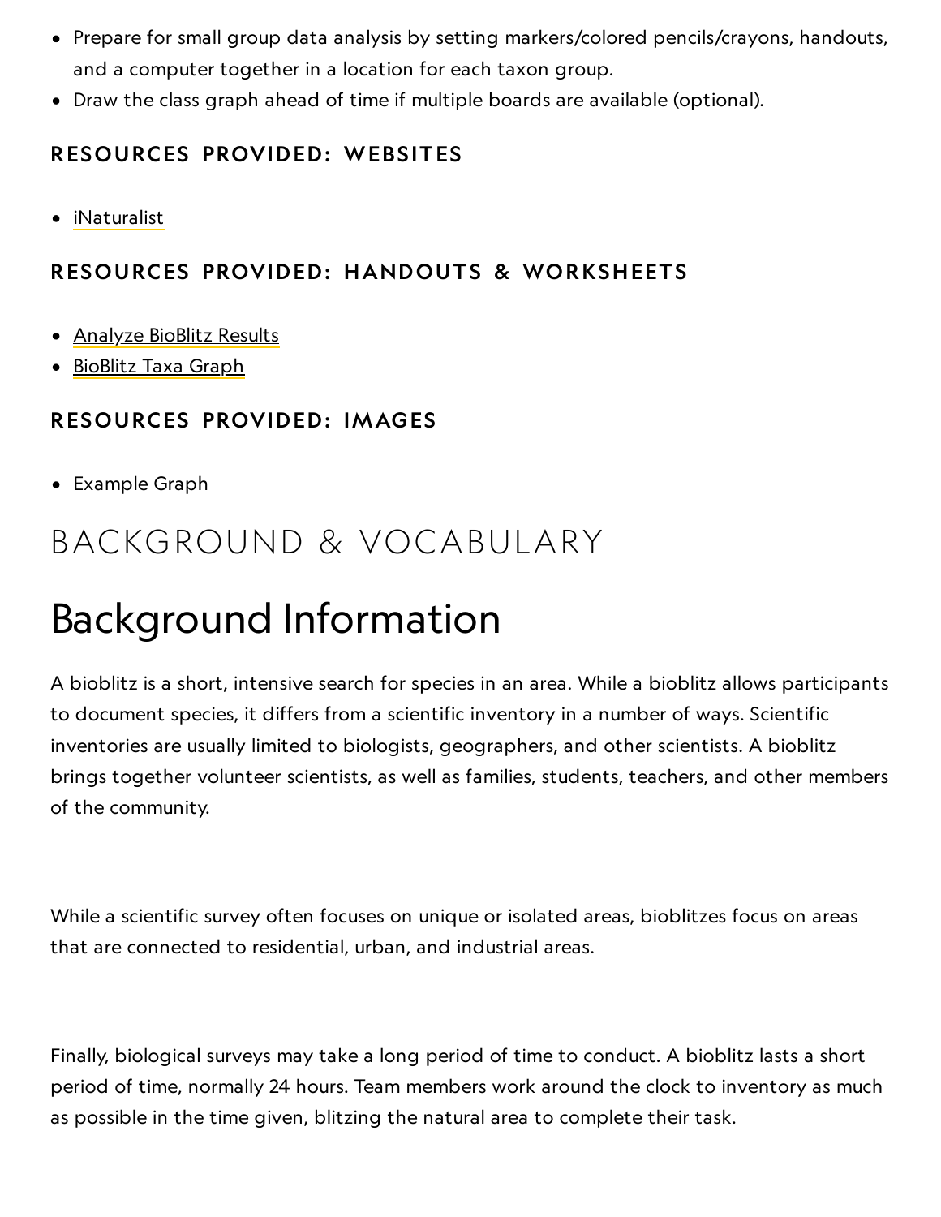- Prepare for small group data analysis by setting markers/colored pencils/crayons, handouts, and a computer together in a location for each taxon group.
- Draw the class graph ahead of time if multiple boards are available (optional).

### RESOURCES PROVIDED: WEBSITES

- iNaturalist

### RESOURCES PROVIDED: HANDOUTS & WORKSHEETS

- Analyze BioBlitz Results
- BioBlitz Taxa Graph

### RESOURCES PROVIDED: IMAGES

- Example Graph

## BACKGROUND & VOCABULARY

# Background Information

A bioblitz is a short, intensive search for species in an area. While a bioblitz allows participants to document species, it differs from a scientific inventory in a number of ways. Scientific inventories are usually limited to biologists, geographers, and other scientists. A bioblitz brings together volunteer scientists, as well as families, students, teachers, and other members of the community.

While a scientific survey often focuses on unique or isolated areas, bioblitzes focus on areas that are connected to residential, urban, and industrial areas.

Finally, biological surveys may take a long period of time to conduct. A bioblitz lasts a short period of time, normally 24 hours. Team members work around the clock to inventory as much as possible in the time given, blitzing the natural area to complete their task.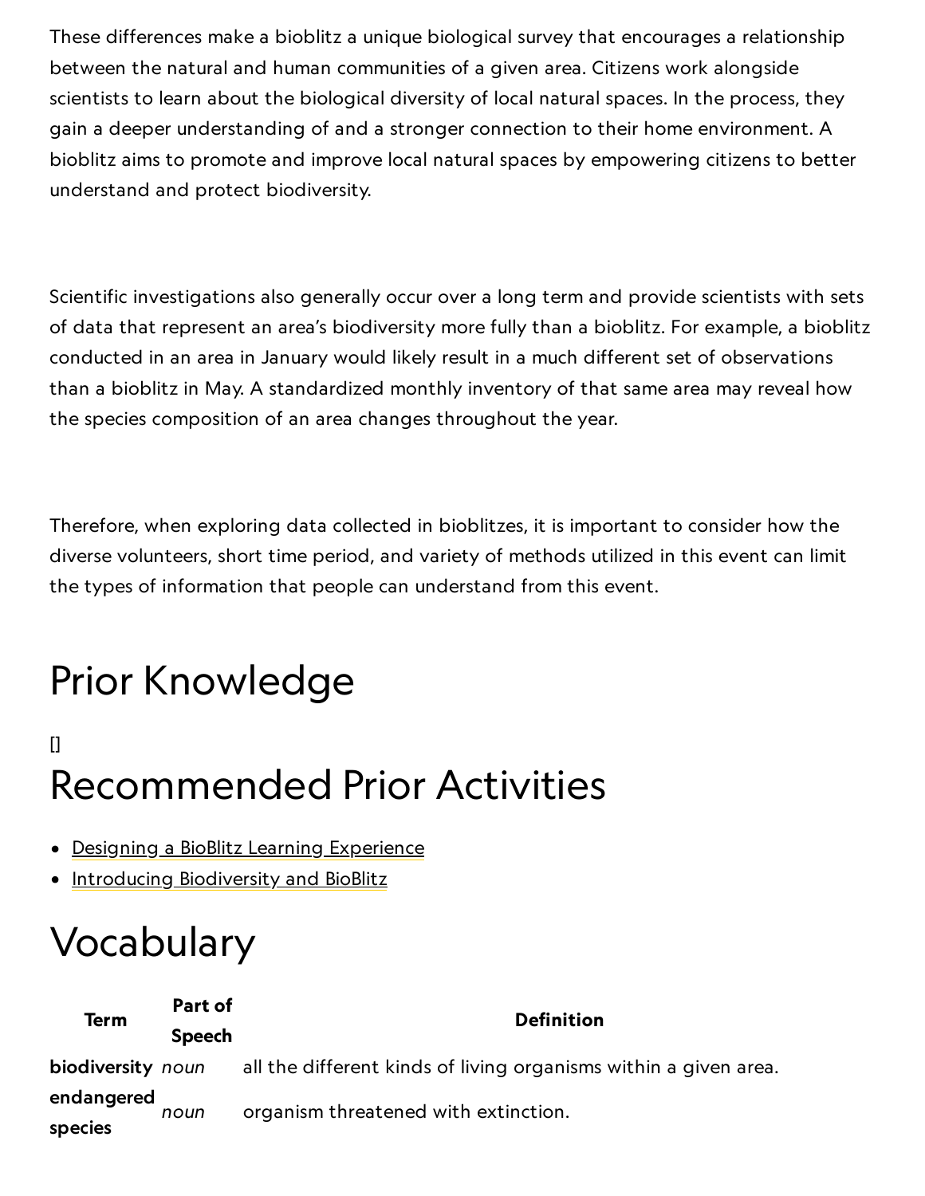These differences make a bioblitz a unique biological survey that encourages a relationship between the natural and human communities of a given area. Citizens work alongside scientists to learn about the biological diversity of local natural spaces. In the process, they gain a deeper understanding of and a stronger connection to their home environment. A bioblitz aims to promote and improve local natural spaces by empowering citizens to better understand and protect biodiversity.

Scientific investigations also generally occur over a long term and provide scientists with sets of data that represent an area's biodiversity more fully than a bioblitz. For example, a bioblitz conducted in an area in January would likely result in a much different set of observations than a bioblitz in May. A standardized monthly inventory of that same area may reveal how the species composition of an area changes throughout the year.

Therefore, when exploring data collected in bioblitzes, it is important to consider how the diverse volunteers, short time period, and variety of methods utilized in this event can limit the types of information that people can understand from this event.

# Prior Knowledge

[]

# Recommended Prior Activities

- Designing a BioBlitz Learning Experience
- Introducing Biodiversity and BioBlitz

# Vocabulary

| Term | Part of Speech | Definition |
| --- | --- | --- |
| **biodiversity** | *noun* | all the different kinds of living organisms within a given area. |
| **endangered species** | *noun* | organism threatened with extinction. |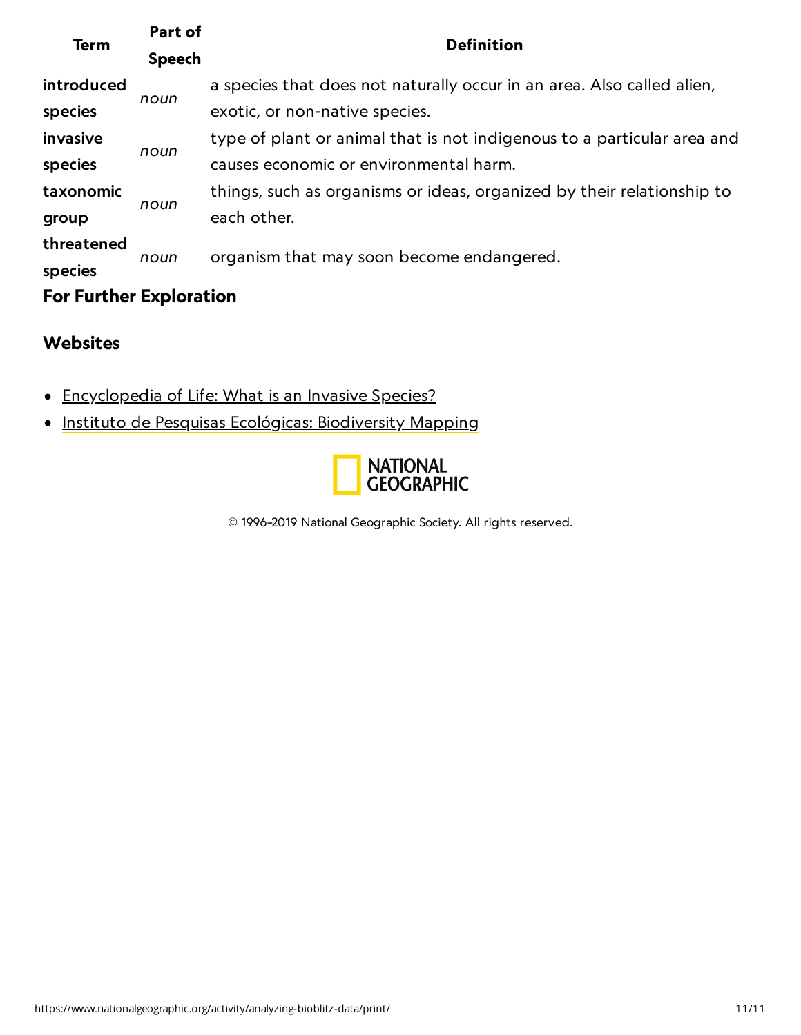| Term | Part of Speech | Definition |
| --- | --- | --- |
| **introduced species** | *noun* | a species that does not naturally occur in an area. Also called alien, exotic, or non-native species. |
| **invasive species** | *noun* | type of plant or animal that is not indigenous to a particular area and causes economic or environmental harm. |
| **taxonomic group** | *noun* | things, such as organisms or ideas, organized by their relationship to each other. |
| **threatened species** | *noun* | organism that may soon become endangered. |

## For Further Exploration

### Websites

- Encyclopedia of Life: What is an Invasive Species?
- Instituto de Pesquisas Ecológicas: Biodiversity Mapping

NATIONAL GEOGRAPHIC

© 1996-2019 National Geographic Society. All rights reserved.